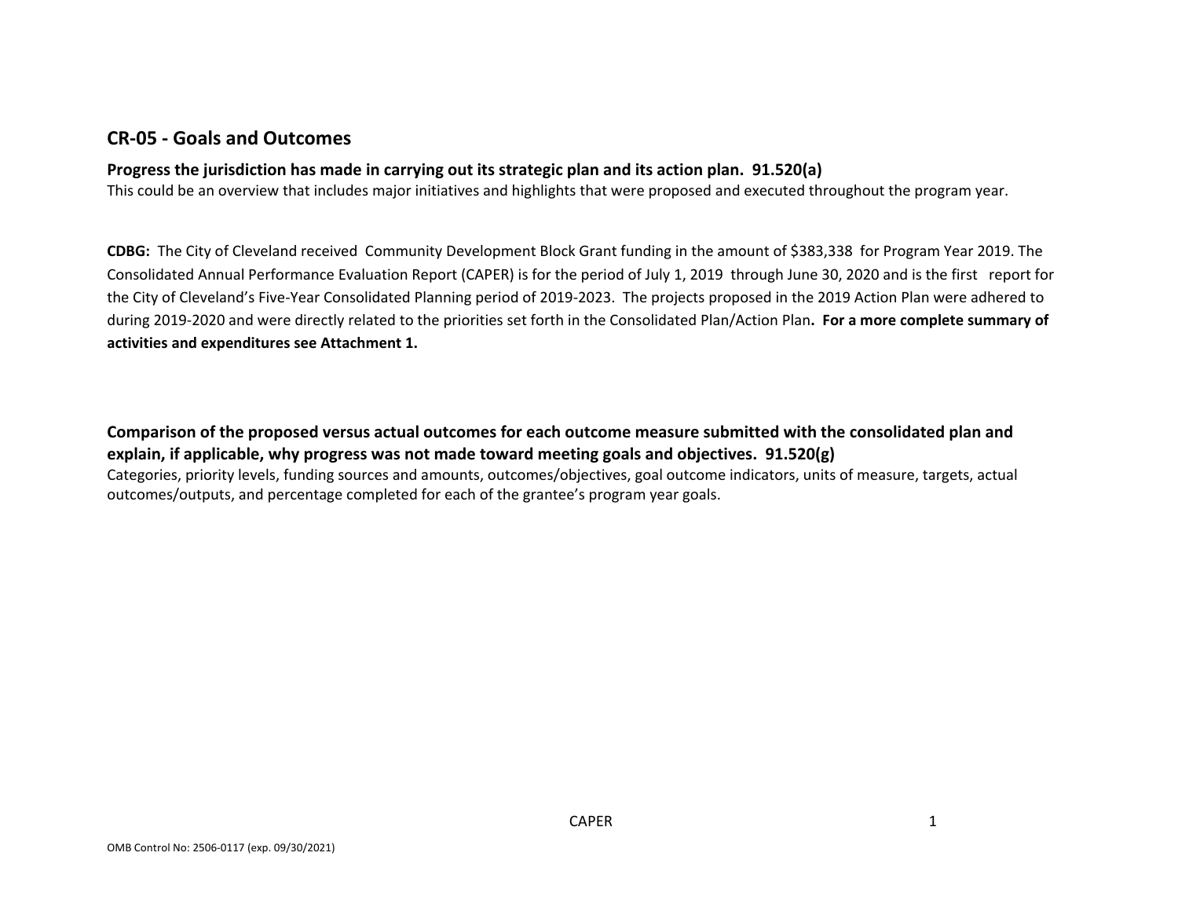## CR-05 - Goals and Outcomes

**Progress the jurisdiction has made in carrying out its strategic plan and its action plan. 91.520(a)**

This could be an overview that includes major initiatives and highlights that were proposed and executed throughout the program year.

**CDBG:** The City of Cleveland received Community Development Block Grant funding in the amount of $383,338 for Program Year 2019. The Consolidated Annual Performance Evaluation Report (CAPER) is for the period of July 1, 2019 through June 30, 2020 and is the first report for the City of Cleveland's Five-Year Consolidated Planning period of 2019-2023. The projects proposed in the 2019 Action Plan were adhered to during 2019-2020 and were directly related to the priorities set forth in the Consolidated Plan/Action Plan**. For a more complete summary of activities and expenditures see Attachment 1.**

**Comparison of the proposed versus actual outcomes for each outcome measure submitted with the consolidated plan and explain, if applicable, why progress was not made toward meeting goals and objectives. 91.520(g)**

Categories, priority levels, funding sources and amounts, outcomes/objectives, goal outcome indicators, units of measure, targets, actual outcomes/outputs, and percentage completed for each of the grantee's program year goals.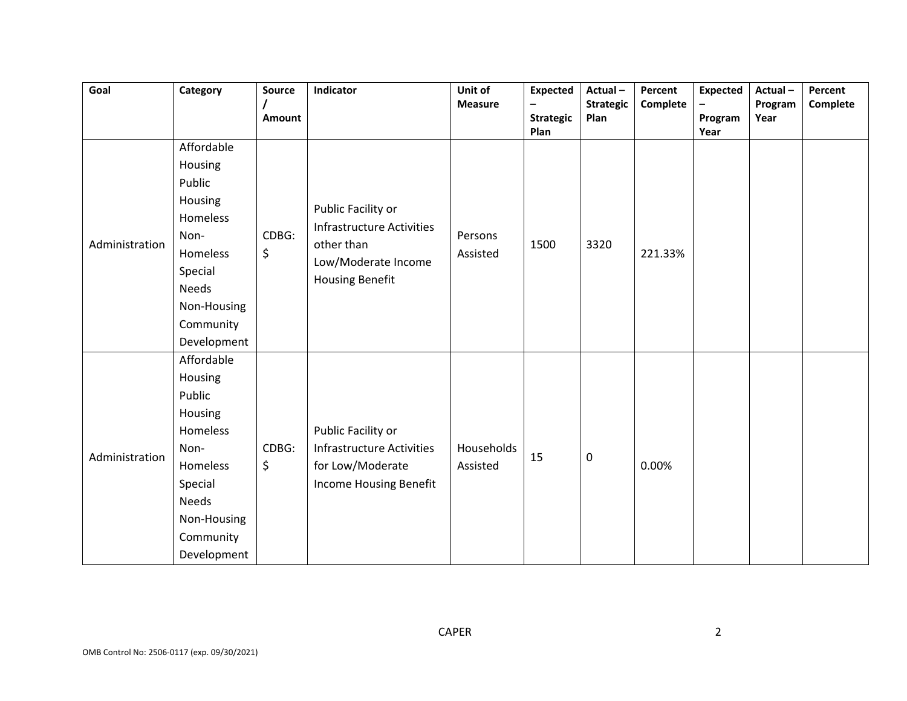| Goal | Category | Source / Amount | Indicator | Unit of Measure | Expected – Strategic Plan | Actual – Strategic Plan | Percent Complete | Expected – Program Year | Actual – Program Year | Percent Complete |
|---|---|---|---|---|---|---|---|---|---|---|
| Administration | Affordable Housing Public Housing Homeless Non-Homeless Special Needs Non-Housing Community Development | CDBG: $ | Public Facility or Infrastructure Activities other than Low/Moderate Income Housing Benefit | Persons Assisted | 1500 | 3320 | 221.33% | | | |
| Administration | Affordable Housing Public Housing Homeless Non-Homeless Special Needs Non-Housing Community Development | CDBG: $ | Public Facility or Infrastructure Activities for Low/Moderate Income Housing Benefit | Households Assisted | 15 | 0 | 0.00% | | | |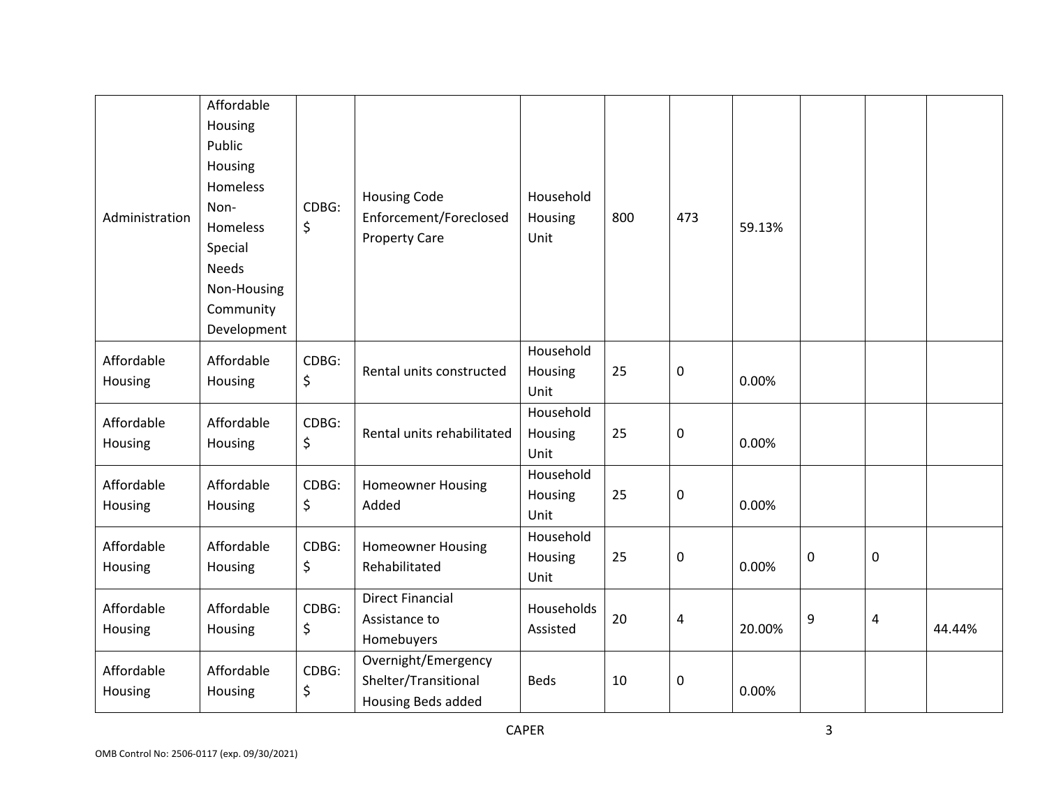| | | | | | | | | | | |
|---|---|---|---|---|---|---|---|---|---|---|
| Administration | Affordable Housing Public Housing Homeless Non-Homeless Special Needs Non-Housing Community Development | CDBG: $ | Housing Code Enforcement/Foreclosed Property Care | Household Housing Unit | 800 | 473 | 59.13% | | | |
| Affordable Housing | Affordable Housing | CDBG: $ | Rental units constructed | Household Housing Unit | 25 | 0 | 0.00% | | | |
| Affordable Housing | Affordable Housing | CDBG: $ | Rental units rehabilitated | Household Housing Unit | 25 | 0 | 0.00% | | | |
| Affordable Housing | Affordable Housing | CDBG: $ | Homeowner Housing Added | Household Housing Unit | 25 | 0 | 0.00% | | | |
| Affordable Housing | Affordable Housing | CDBG: $ | Homeowner Housing Rehabilitated | Household Housing Unit | 25 | 0 | 0.00% | 0 | 0 | |
| Affordable Housing | Affordable Housing | CDBG: $ | Direct Financial Assistance to Homebuyers | Households Assisted | 20 | 4 | 20.00% | 9 | 4 | 44.44% |
| Affordable Housing | Affordable Housing | CDBG: $ | Overnight/Emergency Shelter/Transitional Housing Beds added | Beds | 10 | 0 | 0.00% | | | |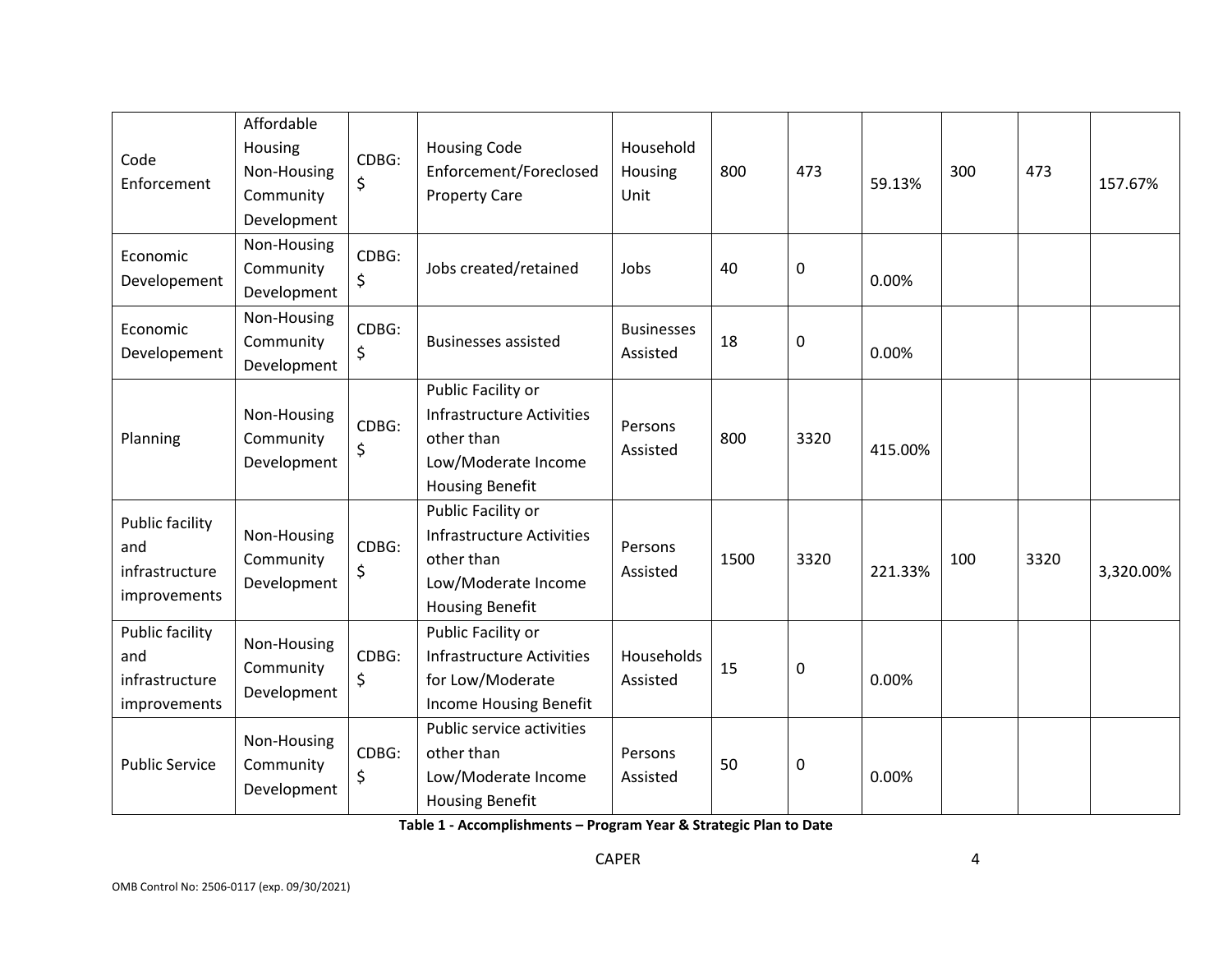| Code Enforcement | Affordable Housing Non-Housing Community Development | CDBG: $ | Housing Code Enforcement/Foreclosed Property Care | Household Housing Unit | 800 | 473 | 59.13% | 300 | 473 | 157.67% |
|---|---|---|---|---|---|---|---|---|---|---|
| Economic Developement | Non-Housing Community Development | CDBG: $ | Jobs created/retained | Jobs | 40 | 0 | 0.00% | | | |
| Economic Developement | Non-Housing Community Development | CDBG: $ | Businesses assisted | Businesses Assisted | 18 | 0 | 0.00% | | | |
| Planning | Non-Housing Community Development | CDBG: $ | Public Facility or Infrastructure Activities other than Low/Moderate Income Housing Benefit | Persons Assisted | 800 | 3320 | 415.00% | | | |
| Public facility and infrastructure improvements | Non-Housing Community Development | CDBG: $ | Public Facility or Infrastructure Activities other than Low/Moderate Income Housing Benefit | Persons Assisted | 1500 | 3320 | 221.33% | 100 | 3320 | 3,320.00% |
| Public facility and infrastructure improvements | Non-Housing Community Development | CDBG: $ | Public Facility or Infrastructure Activities for Low/Moderate Income Housing Benefit | Households Assisted | 15 | 0 | 0.00% | | | |
| Public Service | Non-Housing Community Development | CDBG: $ | Public service activities other than Low/Moderate Income Housing Benefit | Persons Assisted | 50 | 0 | 0.00% | | | |

**Table 1 - Accomplishments – Program Year & Strategic Plan to Date**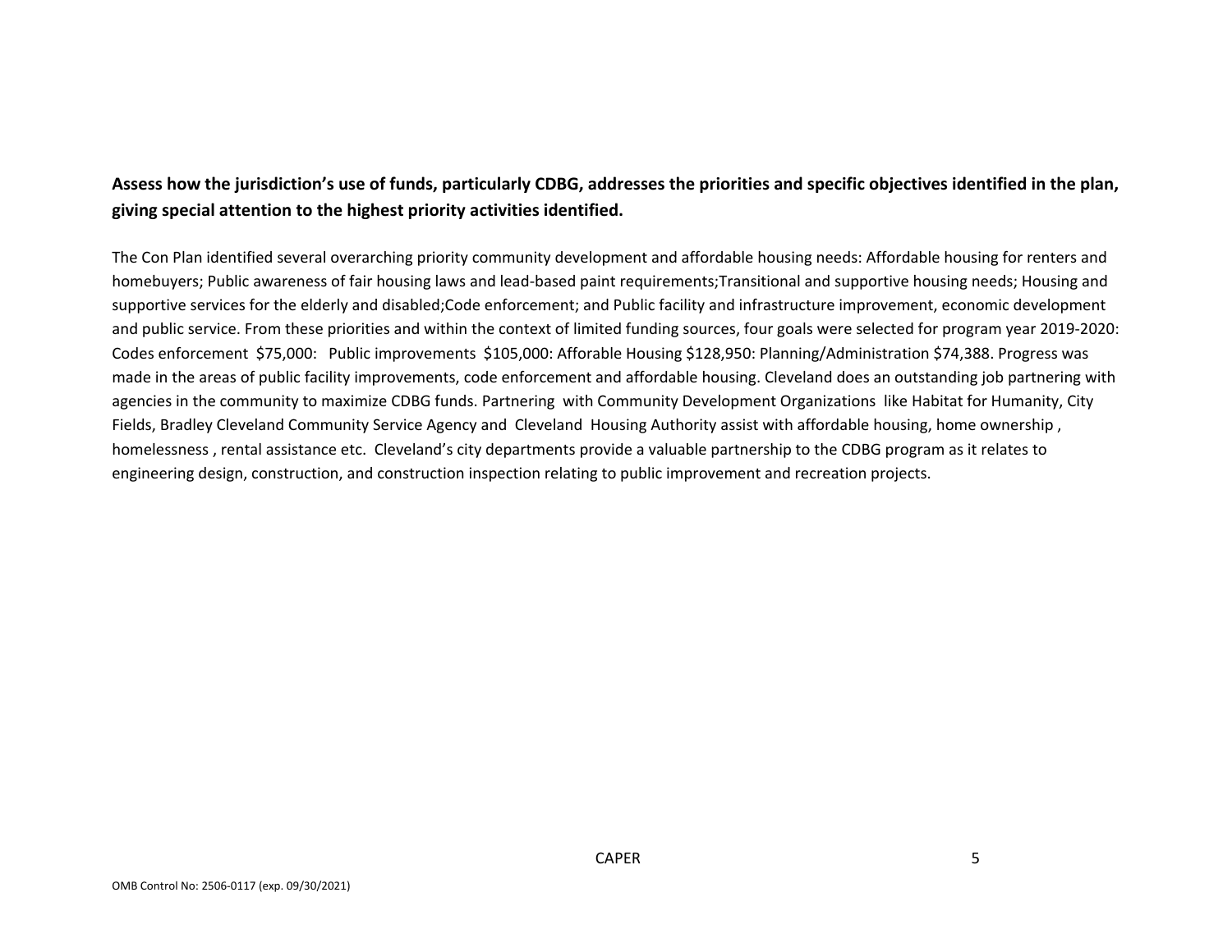**Assess how the jurisdiction's use of funds, particularly CDBG, addresses the priorities and specific objectives identified in the plan, giving special attention to the highest priority activities identified.**

The Con Plan identified several overarching priority community development and affordable housing needs: Affordable housing for renters and homebuyers; Public awareness of fair housing laws and lead-based paint requirements;Transitional and supportive housing needs; Housing and supportive services for the elderly and disabled;Code enforcement; and Public facility and infrastructure improvement, economic development and public service. From these priorities and within the context of limited funding sources, four goals were selected for program year 2019-2020: Codes enforcement $75,000: Public improvements $105,000: Aforable Housing $128,950: Planning/Administration $74,388. Progress was made in the areas of public facility improvements, code enforcement and affordable housing. Cleveland does an outstanding job partnering with agencies in the community to maximize CDBG funds. Partnering with Community Development Organizations like Habitat for Humanity, City Fields, Bradley Cleveland Community Service Agency and Cleveland Housing Authority assist with affordable housing, home ownership , homelessness , rental assistance etc. Cleveland's city departments provide a valuable partnership to the CDBG program as it relates to engineering design, construction, and construction inspection relating to public improvement and recreation projects.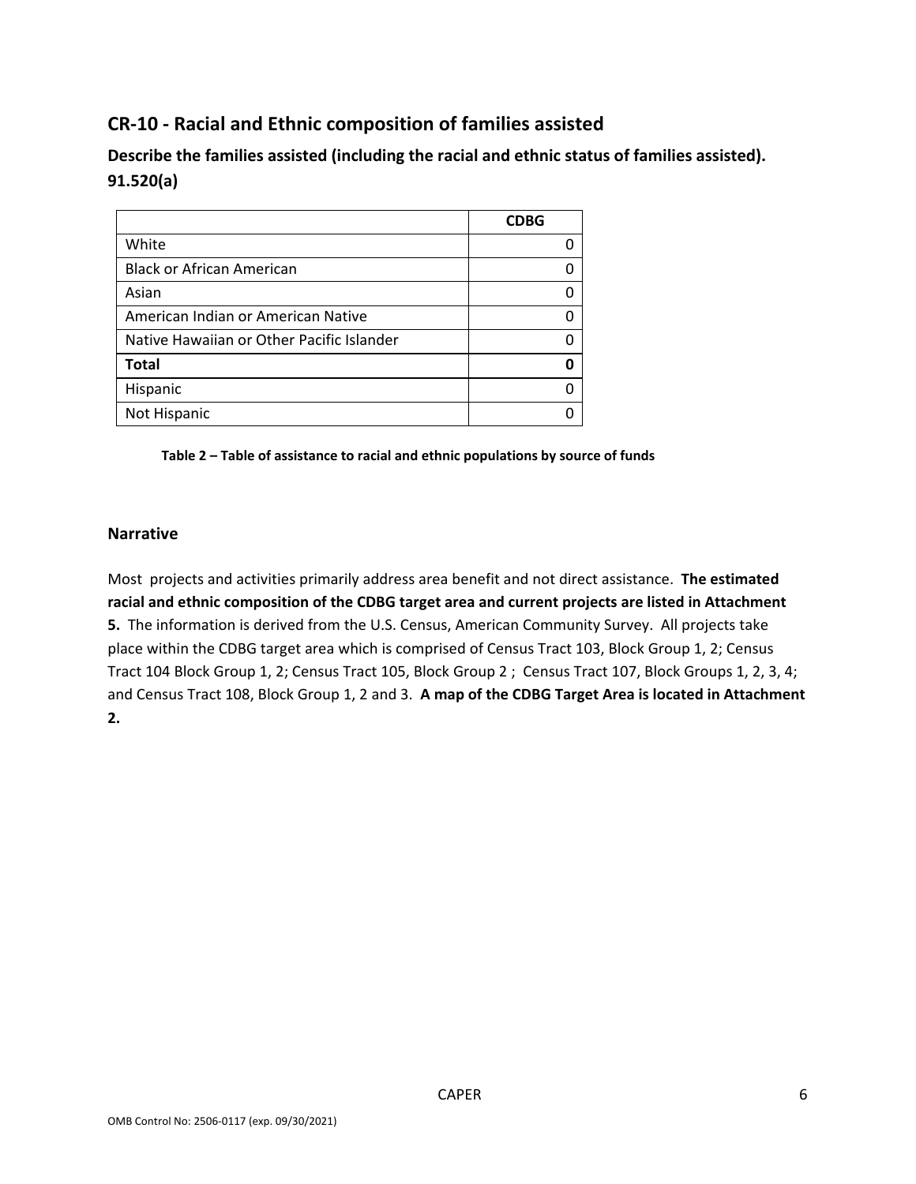## CR-10 - Racial and Ethnic composition of families assisted

### Describe the families assisted (including the racial and ethnic status of families assisted). 91.520(a)

| | CDBG |
|---|---|
| White | 0 |
| Black or African American | 0 |
| Asian | 0 |
| American Indian or American Native | 0 |
| Native Hawaiian or Other Pacific Islander | 0 |
| **Total** | **0** |
| Hispanic | 0 |
| Not Hispanic | 0 |

**Table 2 – Table of assistance to racial and ethnic populations by source of funds**

### Narrative

Most projects and activities primarily address area benefit and not direct assistance. **The estimated racial and ethnic composition of the CDBG target area and current projects are listed in Attachment 5.** The information is derived from the U.S. Census, American Community Survey. All projects take place within the CDBG target area which is comprised of Census Tract 103, Block Group 1, 2; Census Tract 104 Block Group 1, 2; Census Tract 105, Block Group 2 ; Census Tract 107, Block Groups 1, 2, 3, 4; and Census Tract 108, Block Group 1, 2 and 3. **A map of the CDBG Target Area is located in Attachment 2.**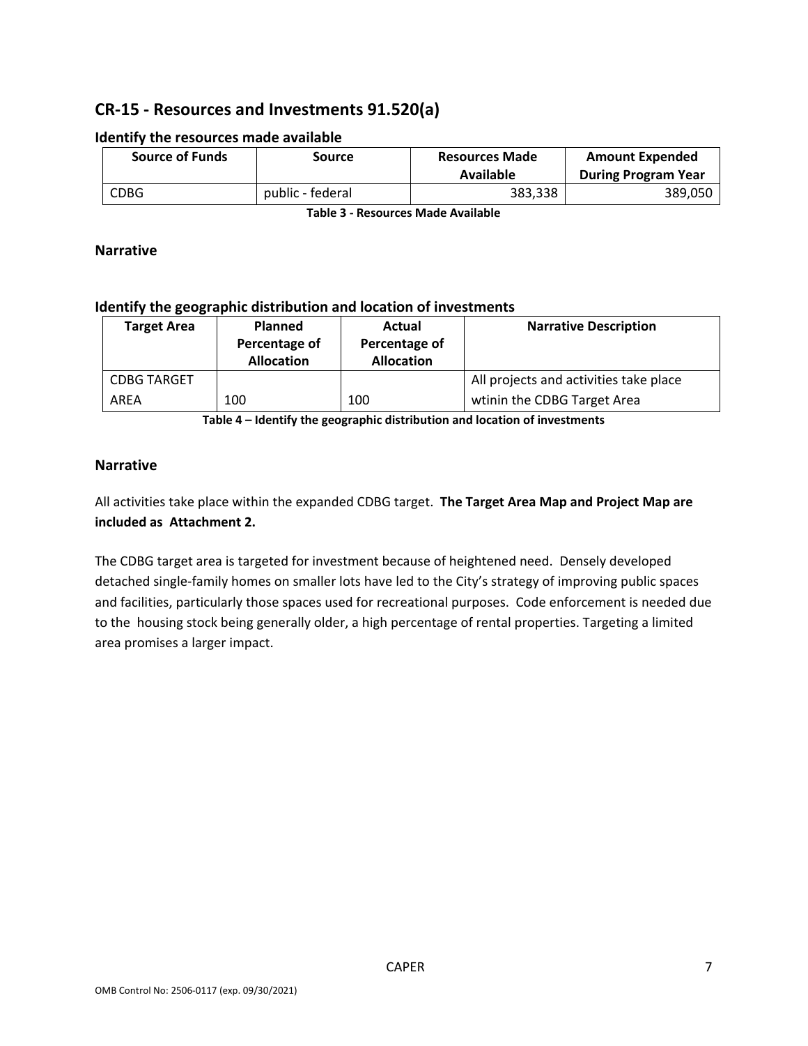## CR-15 - Resources and Investments 91.520(a)

### Identify the resources made available

| Source of Funds | Source | Resources Made Available | Amount Expended During Program Year |
|---|---|---|---|
| CDBG | public - federal | 383,338 | 389,050 |

**Table 3 - Resources Made Available**

### Narrative

### Identify the geographic distribution and location of investments

| Target Area | Planned Percentage of Allocation | Actual Percentage of Allocation | Narrative Description |
|---|---|---|---|
| CDBG TARGET AREA | 100 | 100 | All projects and activities take place wtinin the CDBG Target Area |

**Table 4 – Identify the geographic distribution and location of investments**

### Narrative

All activities take place within the expanded CDBG target. **The Target Area Map and Project Map are included as Attachment 2.**

The CDBG target area is targeted for investment because of heightened need. Densely developed detached single-family homes on smaller lots have led to the City's strategy of improving public spaces and facilities, particularly those spaces used for recreational purposes. Code enforcement is needed due to the housing stock being generally older, a high percentage of rental properties. Targeting a limited area promises a larger impact.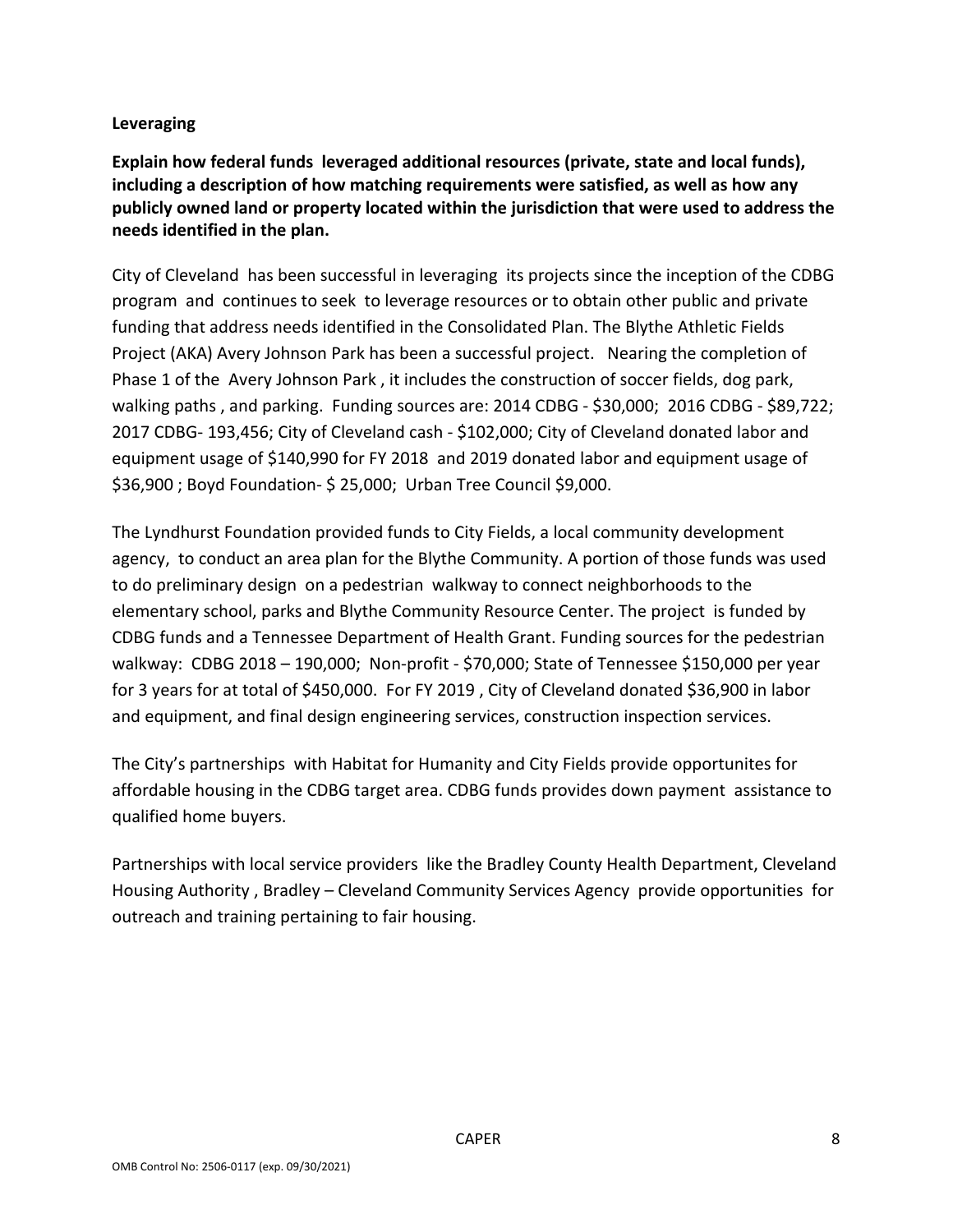**Leveraging**

**Explain how federal funds leveraged additional resources (private, state and local funds), including a description of how matching requirements were satisfied, as well as how any publicly owned land or property located within the jurisdiction that were used to address the needs identified in the plan.**

City of Cleveland has been successful in leveraging its projects since the inception of the CDBG program and continues to seek to leverage resources or to obtain other public and private funding that address needs identified in the Consolidated Plan. The Blythe Athletic Fields Project (AKA) Avery Johnson Park has been a successful project. Nearing the completion of Phase 1 of the Avery Johnson Park , it includes the construction of soccer fields, dog park, walking paths , and parking. Funding sources are: 2014 CDBG - $30,000; 2016 CDBG - $89,722; 2017 CDBG- 193,456; City of Cleveland cash - $102,000; City of Cleveland donated labor and equipment usage of $140,990 for FY 2018 and 2019 donated labor and equipment usage of $36,900 ; Boyd Foundation- $ 25,000; Urban Tree Council $9,000.

The Lyndhurst Foundation provided funds to City Fields, a local community development agency, to conduct an area plan for the Blythe Community. A portion of those funds was used to do preliminary design on a pedestrian walkway to connect neighborhoods to the elementary school, parks and Blythe Community Resource Center. The project is funded by CDBG funds and a Tennessee Department of Health Grant. Funding sources for the pedestrian walkway: CDBG 2018 – 190,000; Non-profit - $70,000; State of Tennessee $150,000 per year for 3 years for at total of $450,000. For FY 2019 , City of Cleveland donated $36,900 in labor and equipment, and final design engineering services, construction inspection services.

The City's partnerships with Habitat for Humanity and City Fields provide opportunites for affordable housing in the CDBG target area. CDBG funds provides down payment assistance to qualified home buyers.

Partnerships with local service providers like the Bradley County Health Department, Cleveland Housing Authority , Bradley – Cleveland Community Services Agency provide opportunities for outreach and training pertaining to fair housing.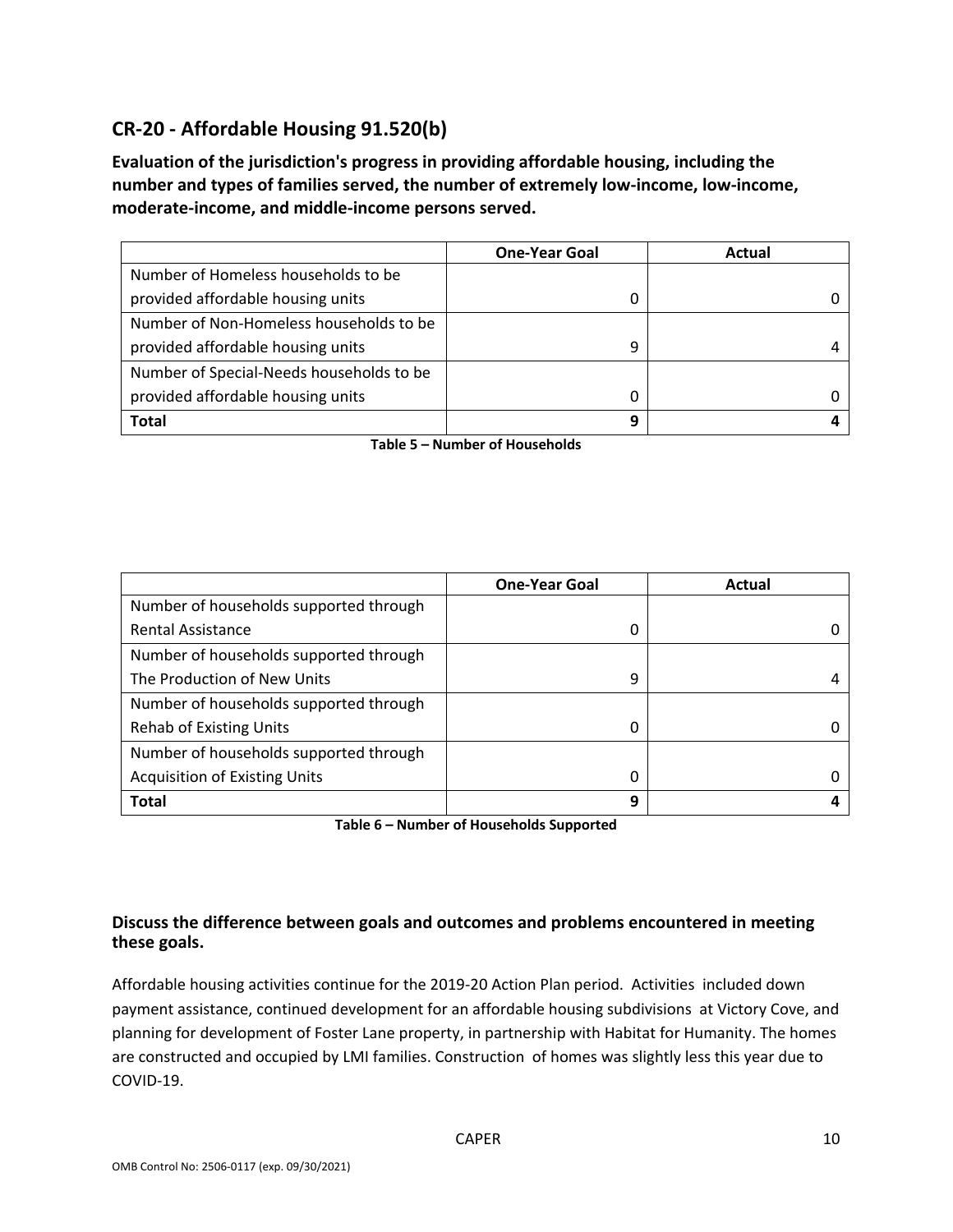## CR-20 - Affordable Housing 91.520(b)

**Evaluation of the jurisdiction's progress in providing affordable housing, including the number and types of families served, the number of extremely low-income, low-income, moderate-income, and middle-income persons served.**

| | One-Year Goal | Actual |
|---|---|---|
| Number of Homeless households to be provided affordable housing units | 0 | 0 |
| Number of Non-Homeless households to be provided affordable housing units | 9 | 4 |
| Number of Special-Needs households to be provided affordable housing units | 0 | 0 |
| **Total** | **9** | **4** |

**Table 5 – Number of Households**

| | One-Year Goal | Actual |
|---|---|---|
| Number of households supported through Rental Assistance | 0 | 0 |
| Number of households supported through The Production of New Units | 9 | 4 |
| Number of households supported through Rehab of Existing Units | 0 | 0 |
| Number of households supported through Acquisition of Existing Units | 0 | 0 |
| **Total** | **9** | **4** |

**Table 6 – Number of Households Supported**

**Discuss the difference between goals and outcomes and problems encountered in meeting these goals.**

Affordable housing activities continue for the 2019-20 Action Plan period. Activities included down payment assistance, continued development for an affordable housing subdivisions at Victory Cove, and planning for development of Foster Lane property, in partnership with Habitat for Humanity. The homes are constructed and occupied by LMI families. Construction of homes was slightly less this year due to COVID-19.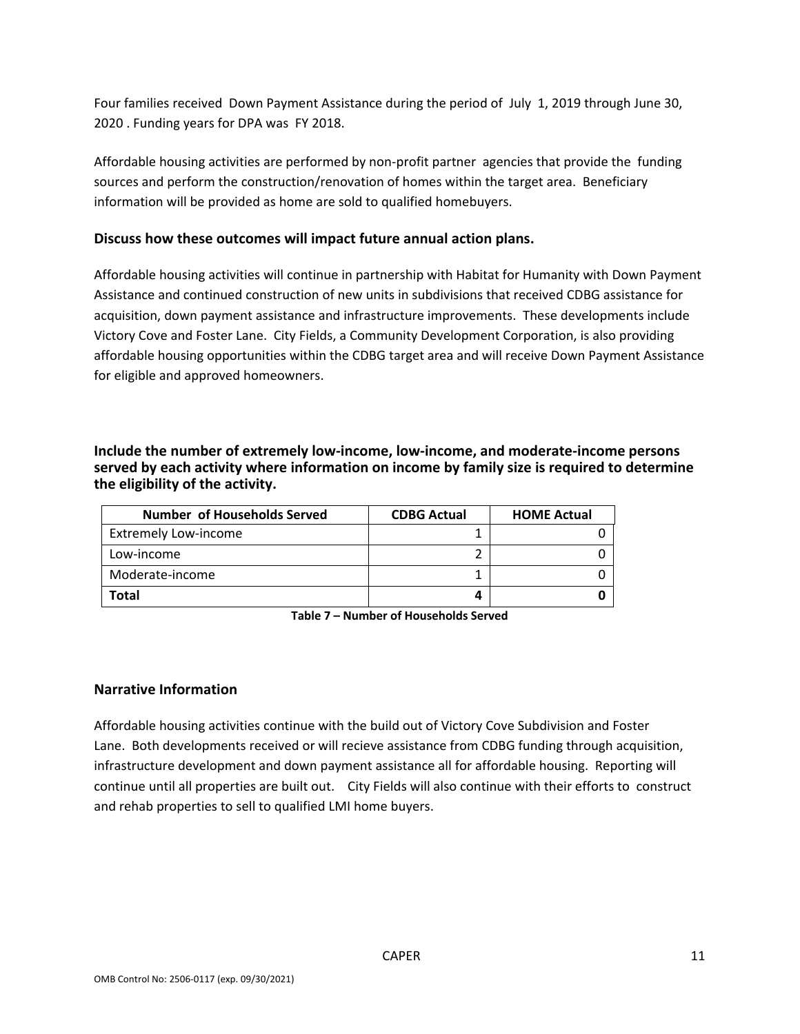Four families received Down Payment Assistance during the period of July 1, 2019 through June 30, 2020 . Funding years for DPA was FY 2018.

Affordable housing activities are performed by non-profit partner agencies that provide the funding sources and perform the construction/renovation of homes within the target area. Beneficiary information will be provided as home are sold to qualified homebuyers.

### Discuss how these outcomes will impact future annual action plans.

Affordable housing activities will continue in partnership with Habitat for Humanity with Down Payment Assistance and continued construction of new units in subdivisions that received CDBG assistance for acquisition, down payment assistance and infrastructure improvements. These developments include Victory Cove and Foster Lane. City Fields, a Community Development Corporation, is also providing affordable housing opportunities within the CDBG target area and will receive Down Payment Assistance for eligible and approved homeowners.

### Include the number of extremely low-income, low-income, and moderate-income persons served by each activity where information on income by family size is required to determine the eligibility of the activity.

| Number of Households Served | CDBG Actual | HOME Actual |
|---|---|---|
| Extremely Low-income | 1 | 0 |
| Low-income | 2 | 0 |
| Moderate-income | 1 | 0 |
| **Total** | **4** | **0** |

**Table 7 – Number of Households Served**

### Narrative Information

Affordable housing activities continue with the build out of Victory Cove Subdivision and Foster Lane. Both developments received or will recieve assistance from CDBG funding through acquisition, infrastructure development and down payment assistance all for affordable housing. Reporting will continue until all properties are built out. City Fields will also continue with their efforts to construct and rehab properties to sell to qualified LMI home buyers.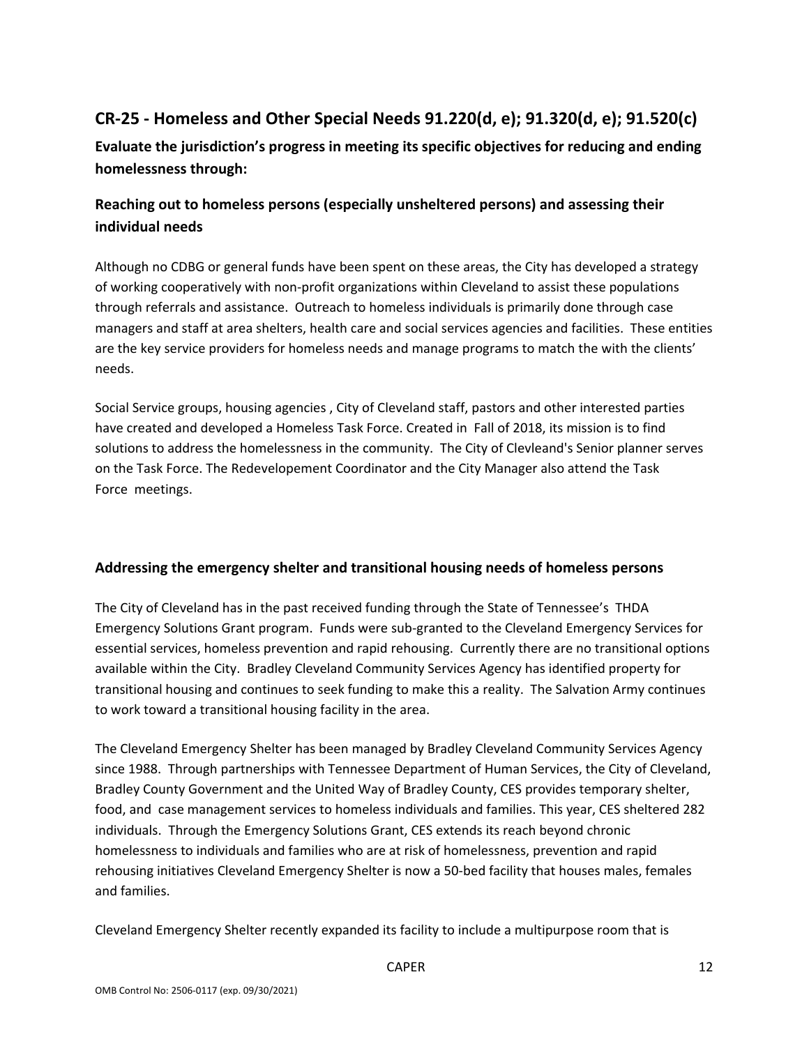## CR-25 - Homeless and Other Special Needs 91.220(d, e); 91.320(d, e); 91.520(c)

**Evaluate the jurisdiction's progress in meeting its specific objectives for reducing and ending homelessness through:**

### Reaching out to homeless persons (especially unsheltered persons) and assessing their individual needs

Although no CDBG or general funds have been spent on these areas, the City has developed a strategy of working cooperatively with non-profit organizations within Cleveland to assist these populations through referrals and assistance. Outreach to homeless individuals is primarily done through case managers and staff at area shelters, health care and social services agencies and facilities. These entities are the key service providers for homeless needs and manage programs to match the with the clients' needs.

Social Service groups, housing agencies , City of Cleveland staff, pastors and other interested parties have created and developed a Homeless Task Force. Created in Fall of 2018, its mission is to find solutions to address the homelessness in the community. The City of Clevleand's Senior planner serves on the Task Force. The Redevelopement Coordinator and the City Manager also attend the Task Force meetings.

### Addressing the emergency shelter and transitional housing needs of homeless persons

The City of Cleveland has in the past received funding through the State of Tennessee's THDA Emergency Solutions Grant program. Funds were sub-granted to the Cleveland Emergency Services for essential services, homeless prevention and rapid rehousing. Currently there are no transitional options available within the City. Bradley Cleveland Community Services Agency has identified property for transitional housing and continues to seek funding to make this a reality. The Salvation Army continues to work toward a transitional housing facility in the area.

The Cleveland Emergency Shelter has been managed by Bradley Cleveland Community Services Agency since 1988. Through partnerships with Tennessee Department of Human Services, the City of Cleveland, Bradley County Government and the United Way of Bradley County, CES provides temporary shelter, food, and case management services to homeless individuals and families. This year, CES sheltered 282 individuals. Through the Emergency Solutions Grant, CES extends its reach beyond chronic homelessness to individuals and families who are at risk of homelessness, prevention and rapid rehousing initiatives Cleveland Emergency Shelter is now a 50-bed facility that houses males, females and families.

Cleveland Emergency Shelter recently expanded its facility to include a multipurpose room that is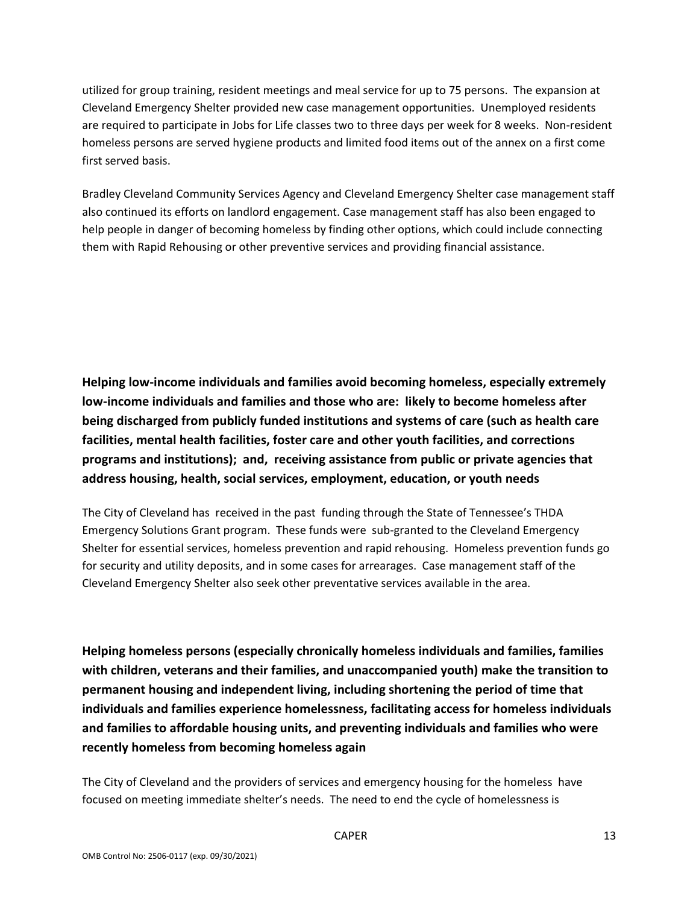utilized for group training, resident meetings and meal service for up to 75 persons. The expansion at Cleveland Emergency Shelter provided new case management opportunities. Unemployed residents are required to participate in Jobs for Life classes two to three days per week for 8 weeks. Non-resident homeless persons are served hygiene products and limited food items out of the annex on a first come first served basis.

Bradley Cleveland Community Services Agency and Cleveland Emergency Shelter case management staff also continued its efforts on landlord engagement. Case management staff has also been engaged to help people in danger of becoming homeless by finding other options, which could include connecting them with Rapid Rehousing or other preventive services and providing financial assistance.

**Helping low-income individuals and families avoid becoming homeless, especially extremely low-income individuals and families and those who are: likely to become homeless after being discharged from publicly funded institutions and systems of care (such as health care facilities, mental health facilities, foster care and other youth facilities, and corrections programs and institutions); and, receiving assistance from public or private agencies that address housing, health, social services, employment, education, or youth needs**

The City of Cleveland has received in the past funding through the State of Tennessee's THDA Emergency Solutions Grant program. These funds were sub-granted to the Cleveland Emergency Shelter for essential services, homeless prevention and rapid rehousing. Homeless prevention funds go for security and utility deposits, and in some cases for arrearages. Case management staff of the Cleveland Emergency Shelter also seek other preventative services available in the area.

**Helping homeless persons (especially chronically homeless individuals and families, families with children, veterans and their families, and unaccompanied youth) make the transition to permanent housing and independent living, including shortening the period of time that individuals and families experience homelessness, facilitating access for homeless individuals and families to affordable housing units, and preventing individuals and families who were recently homeless from becoming homeless again**

The City of Cleveland and the providers of services and emergency housing for the homeless have focused on meeting immediate shelter's needs. The need to end the cycle of homelessness is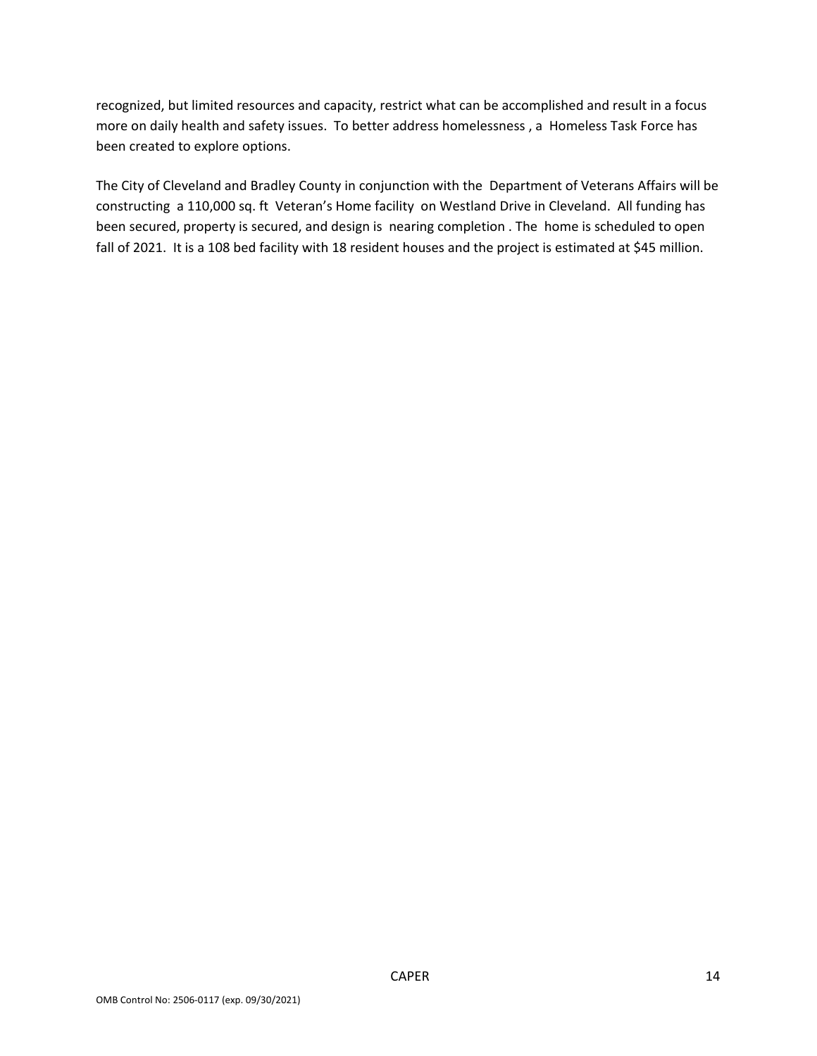recognized, but limited resources and capacity, restrict what can be accomplished and result in a focus more on daily health and safety issues. To better address homelessness , a Homeless Task Force has been created to explore options.

The City of Cleveland and Bradley County in conjunction with the Department of Veterans Affairs will be constructing a 110,000 sq. ft Veteran's Home facility on Westland Drive in Cleveland. All funding has been secured, property is secured, and design is nearing completion . The home is scheduled to open fall of 2021. It is a 108 bed facility with 18 resident houses and the project is estimated at $45 million.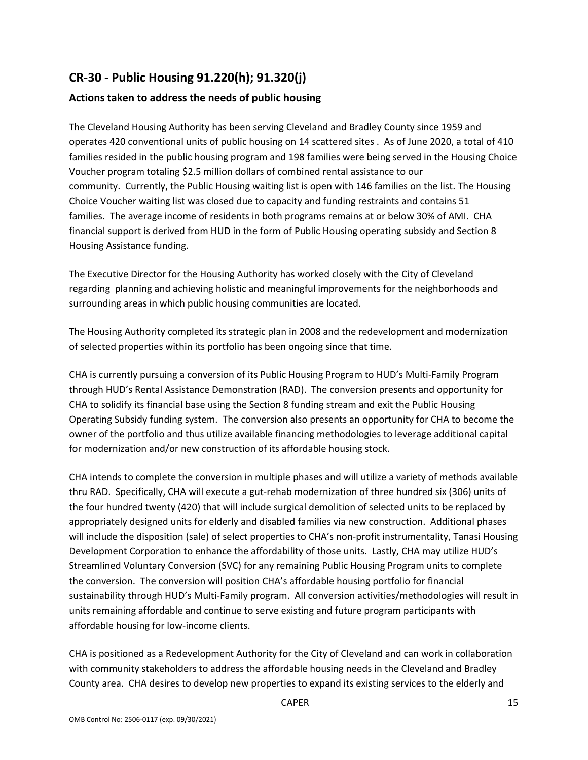## CR-30 - Public Housing 91.220(h); 91.320(j)

### Actions taken to address the needs of public housing

The Cleveland Housing Authority has been serving Cleveland and Bradley County since 1959 and operates 420 conventional units of public housing on 14 scattered sites . As of June 2020, a total of 410 families resided in the public housing program and 198 families were being served in the Housing Choice Voucher program totaling $2.5 million dollars of combined rental assistance to our community. Currently, the Public Housing waiting list is open with 146 families on the list. The Housing Choice Voucher waiting list was closed due to capacity and funding restraints and contains 51 families. The average income of residents in both programs remains at or below 30% of AMI. CHA financial support is derived from HUD in the form of Public Housing operating subsidy and Section 8 Housing Assistance funding.

The Executive Director for the Housing Authority has worked closely with the City of Cleveland regarding planning and achieving holistic and meaningful improvements for the neighborhoods and surrounding areas in which public housing communities are located.

The Housing Authority completed its strategic plan in 2008 and the redevelopment and modernization of selected properties within its portfolio has been ongoing since that time.

CHA is currently pursuing a conversion of its Public Housing Program to HUD's Multi-Family Program through HUD's Rental Assistance Demonstration (RAD). The conversion presents and opportunity for CHA to solidify its financial base using the Section 8 funding stream and exit the Public Housing Operating Subsidy funding system. The conversion also presents an opportunity for CHA to become the owner of the portfolio and thus utilize available financing methodologies to leverage additional capital for modernization and/or new construction of its affordable housing stock.

CHA intends to complete the conversion in multiple phases and will utilize a variety of methods available thru RAD. Specifically, CHA will execute a gut-rehab modernization of three hundred six (306) units of the four hundred twenty (420) that will include surgical demolition of selected units to be replaced by appropriately designed units for elderly and disabled families via new construction. Additional phases will include the disposition (sale) of select properties to CHA's non-profit instrumentality, Tanasi Housing Development Corporation to enhance the affordability of those units. Lastly, CHA may utilize HUD's Streamlined Voluntary Conversion (SVC) for any remaining Public Housing Program units to complete the conversion. The conversion will position CHA's affordable housing portfolio for financial sustainability through HUD's Multi-Family program. All conversion activities/methodologies will result in units remaining affordable and continue to serve existing and future program participants with affordable housing for low-income clients.

CHA is positioned as a Redevelopment Authority for the City of Cleveland and can work in collaboration with community stakeholders to address the affordable housing needs in the Cleveland and Bradley County area. CHA desires to develop new properties to expand its existing services to the elderly and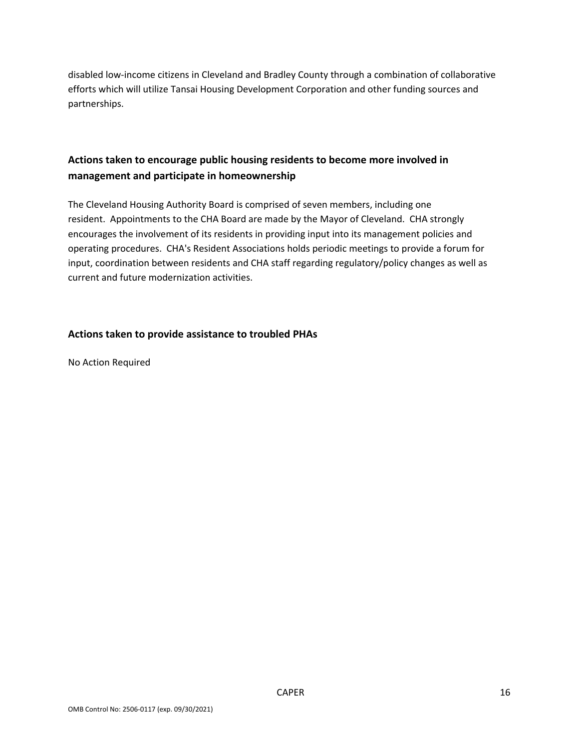disabled low-income citizens in Cleveland and Bradley County through a combination of collaborative efforts which will utilize Tansai Housing Development Corporation and other funding sources and partnerships.

## Actions taken to encourage public housing residents to become more involved in management and participate in homeownership

The Cleveland Housing Authority Board is comprised of seven members, including one resident. Appointments to the CHA Board are made by the Mayor of Cleveland. CHA strongly encourages the involvement of its residents in providing input into its management policies and operating procedures. CHA's Resident Associations holds periodic meetings to provide a forum for input, coordination between residents and CHA staff regarding regulatory/policy changes as well as current and future modernization activities.

## Actions taken to provide assistance to troubled PHAs

No Action Required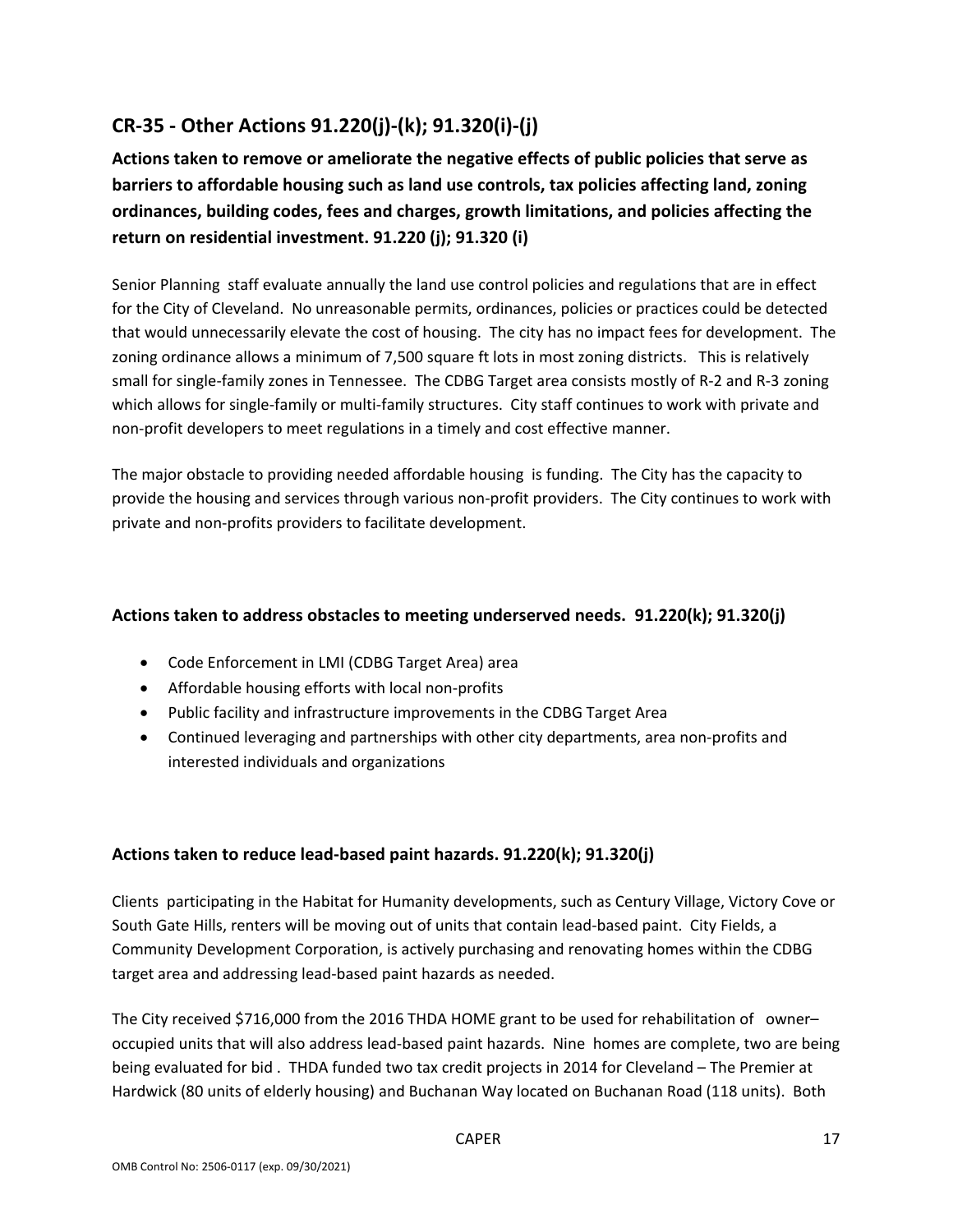## CR-35 - Other Actions 91.220(j)-(k); 91.320(i)-(j)

### Actions taken to remove or ameliorate the negative effects of public policies that serve as barriers to affordable housing such as land use controls, tax policies affecting land, zoning ordinances, building codes, fees and charges, growth limitations, and policies affecting the return on residential investment. 91.220 (j); 91.320 (i)

Senior Planning staff evaluate annually the land use control policies and regulations that are in effect for the City of Cleveland. No unreasonable permits, ordinances, policies or practices could be detected that would unnecessarily elevate the cost of housing. The city has no impact fees for development. The zoning ordinance allows a minimum of 7,500 square ft lots in most zoning districts. This is relatively small for single-family zones in Tennessee. The CDBG Target area consists mostly of R-2 and R-3 zoning which allows for single-family or multi-family structures. City staff continues to work with private and non-profit developers to meet regulations in a timely and cost effective manner.

The major obstacle to providing needed affordable housing is funding. The City has the capacity to provide the housing and services through various non-profit providers. The City continues to work with private and non-profits providers to facilitate development.

### Actions taken to address obstacles to meeting underserved needs. 91.220(k); 91.320(j)

- Code Enforcement in LMI (CDBG Target Area) area
- Affordable housing efforts with local non-profits
- Public facility and infrastructure improvements in the CDBG Target Area
- Continued leveraging and partnerships with other city departments, area non-profits and interested individuals and organizations

### Actions taken to reduce lead-based paint hazards. 91.220(k); 91.320(j)

Clients participating in the Habitat for Humanity developments, such as Century Village, Victory Cove or South Gate Hills, renters will be moving out of units that contain lead-based paint. City Fields, a Community Development Corporation, is actively purchasing and renovating homes within the CDBG target area and addressing lead-based paint hazards as needed.

The City received $716,000 from the 2016 THDA HOME grant to be used for rehabilitation of owner–occupied units that will also address lead-based paint hazards. Nine homes are complete, two are being being evaluated for bid . THDA funded two tax credit projects in 2014 for Cleveland – The Premier at Hardwick (80 units of elderly housing) and Buchanan Way located on Buchanan Road (118 units). Both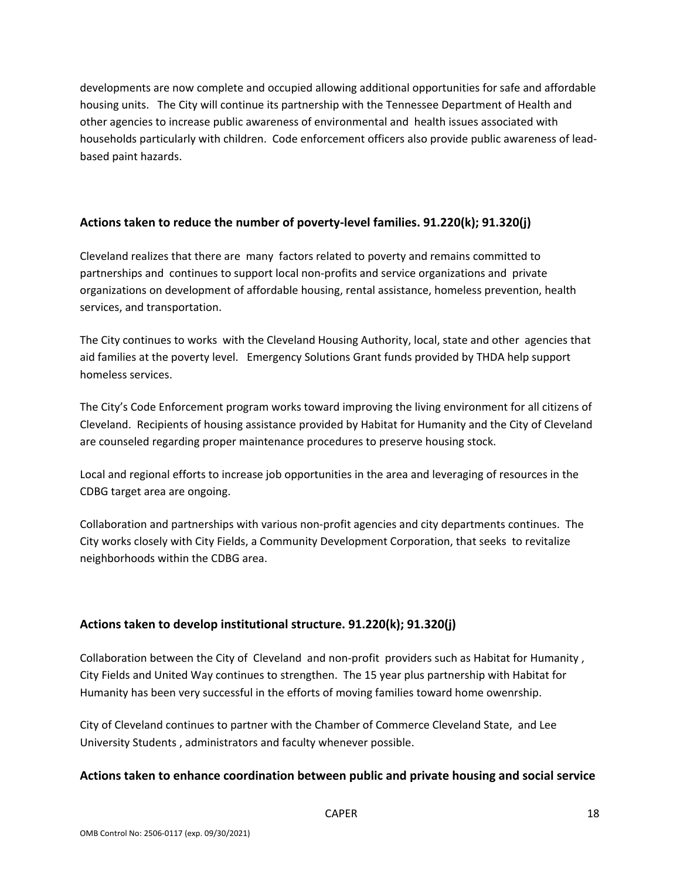developments are now complete and occupied allowing additional opportunities for safe and affordable housing units. The City will continue its partnership with the Tennessee Department of Health and other agencies to increase public awareness of environmental and health issues associated with households particularly with children. Code enforcement officers also provide public awareness of lead-based paint hazards.

## Actions taken to reduce the number of poverty-level families. 91.220(k); 91.320(j)

Cleveland realizes that there are many factors related to poverty and remains committed to partnerships and continues to support local non-profits and service organizations and private organizations on development of affordable housing, rental assistance, homeless prevention, health services, and transportation.

The City continues to works with the Cleveland Housing Authority, local, state and other agencies that aid families at the poverty level. Emergency Solutions Grant funds provided by THDA help support homeless services.

The City's Code Enforcement program works toward improving the living environment for all citizens of Cleveland. Recipients of housing assistance provided by Habitat for Humanity and the City of Cleveland are counseled regarding proper maintenance procedures to preserve housing stock.

Local and regional efforts to increase job opportunities in the area and leveraging of resources in the CDBG target area are ongoing.

Collaboration and partnerships with various non-profit agencies and city departments continues. The City works closely with City Fields, a Community Development Corporation, that seeks to revitalize neighborhoods within the CDBG area.

## Actions taken to develop institutional structure. 91.220(k); 91.320(j)

Collaboration between the City of Cleveland and non-profit providers such as Habitat for Humanity , City Fields and United Way continues to strengthen. The 15 year plus partnership with Habitat for Humanity has been very successful in the efforts of moving families toward home owenrship.

City of Cleveland continues to partner with the Chamber of Commerce Cleveland State, and Lee University Students , administrators and faculty whenever possible.

## Actions taken to enhance coordination between public and private housing and social service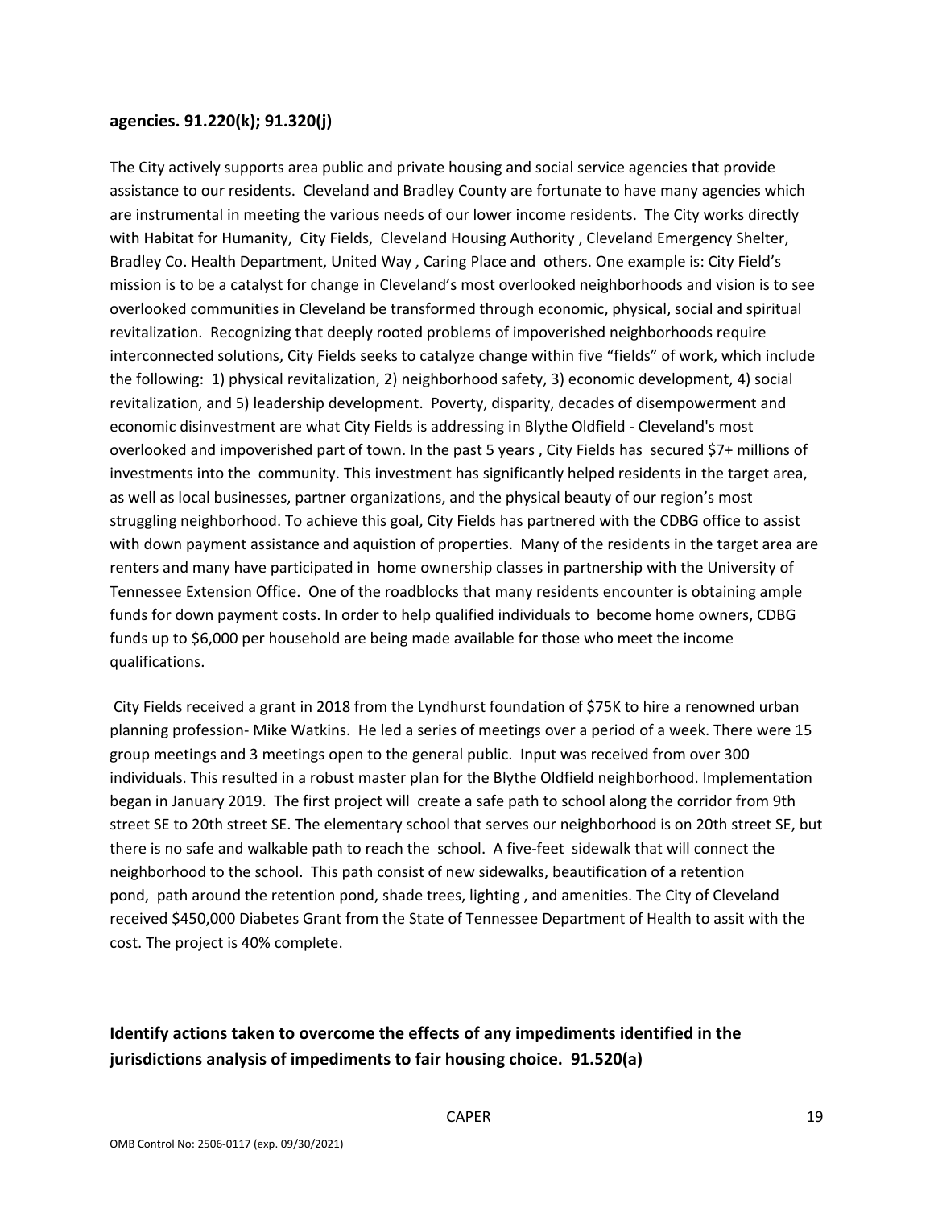**agencies. 91.220(k); 91.320(j)**

The City actively supports area public and private housing and social service agencies that provide assistance to our residents. Cleveland and Bradley County are fortunate to have many agencies which are instrumental in meeting the various needs of our lower income residents. The City works directly with Habitat for Humanity, City Fields, Cleveland Housing Authority , Cleveland Emergency Shelter, Bradley Co. Health Department, United Way , Caring Place and others. One example is: City Field's mission is to be a catalyst for change in Cleveland's most overlooked neighborhoods and vision is to see overlooked communities in Cleveland be transformed through economic, physical, social and spiritual revitalization. Recognizing that deeply rooted problems of impoverished neighborhoods require interconnected solutions, City Fields seeks to catalyze change within five "fields" of work, which include the following: 1) physical revitalization, 2) neighborhood safety, 3) economic development, 4) social revitalization, and 5) leadership development. Poverty, disparity, decades of disempowerment and economic disinvestment are what City Fields is addressing in Blythe Oldfield - Cleveland's most overlooked and impoverished part of town. In the past 5 years , City Fields has secured $7+ millions of investments into the community. This investment has significantly helped residents in the target area, as well as local businesses, partner organizations, and the physical beauty of our region's most struggling neighborhood. To achieve this goal, City Fields has partnered with the CDBG office to assist with down payment assistance and aquistion of properties. Many of the residents in the target area are renters and many have participated in home ownership classes in partnership with the University of Tennessee Extension Office. One of the roadblocks that many residents encounter is obtaining ample funds for down payment costs. In order to help qualified individuals to become home owners, CDBG funds up to $6,000 per household are being made available for those who meet the income qualifications.

City Fields received a grant in 2018 from the Lyndhurst foundation of $75K to hire a renowned urban planning profession- Mike Watkins. He led a series of meetings over a period of a week. There were 15 group meetings and 3 meetings open to the general public. Input was received from over 300 individuals. This resulted in a robust master plan for the Blythe Oldfield neighborhood. Implementation began in January 2019. The first project will create a safe path to school along the corridor from 9th street SE to 20th street SE. The elementary school that serves our neighborhood is on 20th street SE, but there is no safe and walkable path to reach the school. A five-feet sidewalk that will connect the neighborhood to the school. This path consist of new sidewalks, beautification of a retention pond, path around the retention pond, shade trees, lighting , and amenities. The City of Cleveland received $450,000 Diabetes Grant from the State of Tennessee Department of Health to assit with the cost. The project is 40% complete.

**Identify actions taken to overcome the effects of any impediments identified in the jurisdictions analysis of impediments to fair housing choice. 91.520(a)**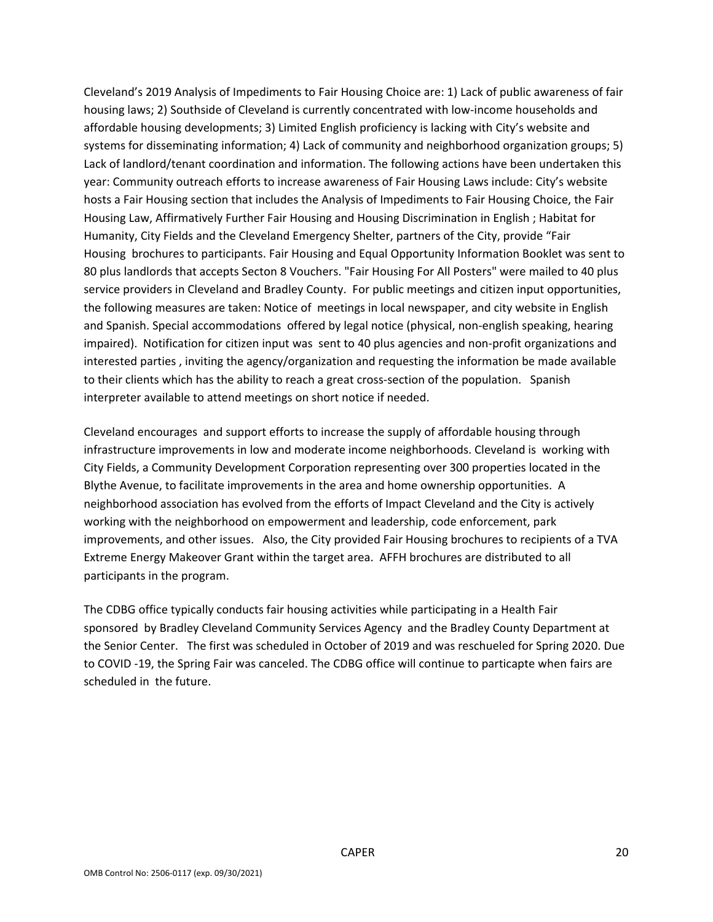Cleveland's 2019 Analysis of Impediments to Fair Housing Choice are: 1) Lack of public awareness of fair housing laws; 2) Southside of Cleveland is currently concentrated with low-income households and affordable housing developments; 3) Limited English proficiency is lacking with City's website and systems for disseminating information; 4) Lack of community and neighborhood organization groups; 5) Lack of landlord/tenant coordination and information. The following actions have been undertaken this year: Community outreach efforts to increase awareness of Fair Housing Laws include: City's website hosts a Fair Housing section that includes the Analysis of Impediments to Fair Housing Choice, the Fair Housing Law, Affirmatively Further Fair Housing and Housing Discrimination in English ; Habitat for Humanity, City Fields and the Cleveland Emergency Shelter, partners of the City, provide "Fair Housing brochures to participants. Fair Housing and Equal Opportunity Information Booklet was sent to 80 plus landlords that accepts Secton 8 Vouchers. "Fair Housing For All Posters" were mailed to 40 plus service providers in Cleveland and Bradley County. For public meetings and citizen input opportunities, the following measures are taken: Notice of meetings in local newspaper, and city website in English and Spanish. Special accommodations offered by legal notice (physical, non-english speaking, hearing impaired). Notification for citizen input was sent to 40 plus agencies and non-profit organizations and interested parties , inviting the agency/organization and requesting the information be made available to their clients which has the ability to reach a great cross-section of the population. Spanish interpreter available to attend meetings on short notice if needed.

Cleveland encourages and support efforts to increase the supply of affordable housing through infrastructure improvements in low and moderate income neighborhoods. Cleveland is working with City Fields, a Community Development Corporation representing over 300 properties located in the Blythe Avenue, to facilitate improvements in the area and home ownership opportunities. A neighborhood association has evolved from the efforts of Impact Cleveland and the City is actively working with the neighborhood on empowerment and leadership, code enforcement, park improvements, and other issues. Also, the City provided Fair Housing brochures to recipients of a TVA Extreme Energy Makeover Grant within the target area. AFFH brochures are distributed to all participants in the program.

The CDBG office typically conducts fair housing activities while participating in a Health Fair sponsored by Bradley Cleveland Community Services Agency and the Bradley County Department at the Senior Center. The first was scheduled in October of 2019 and was reschueled for Spring 2020. Due to COVID -19, the Spring Fair was canceled. The CDBG office will continue to particapte when fairs are scheduled in the future.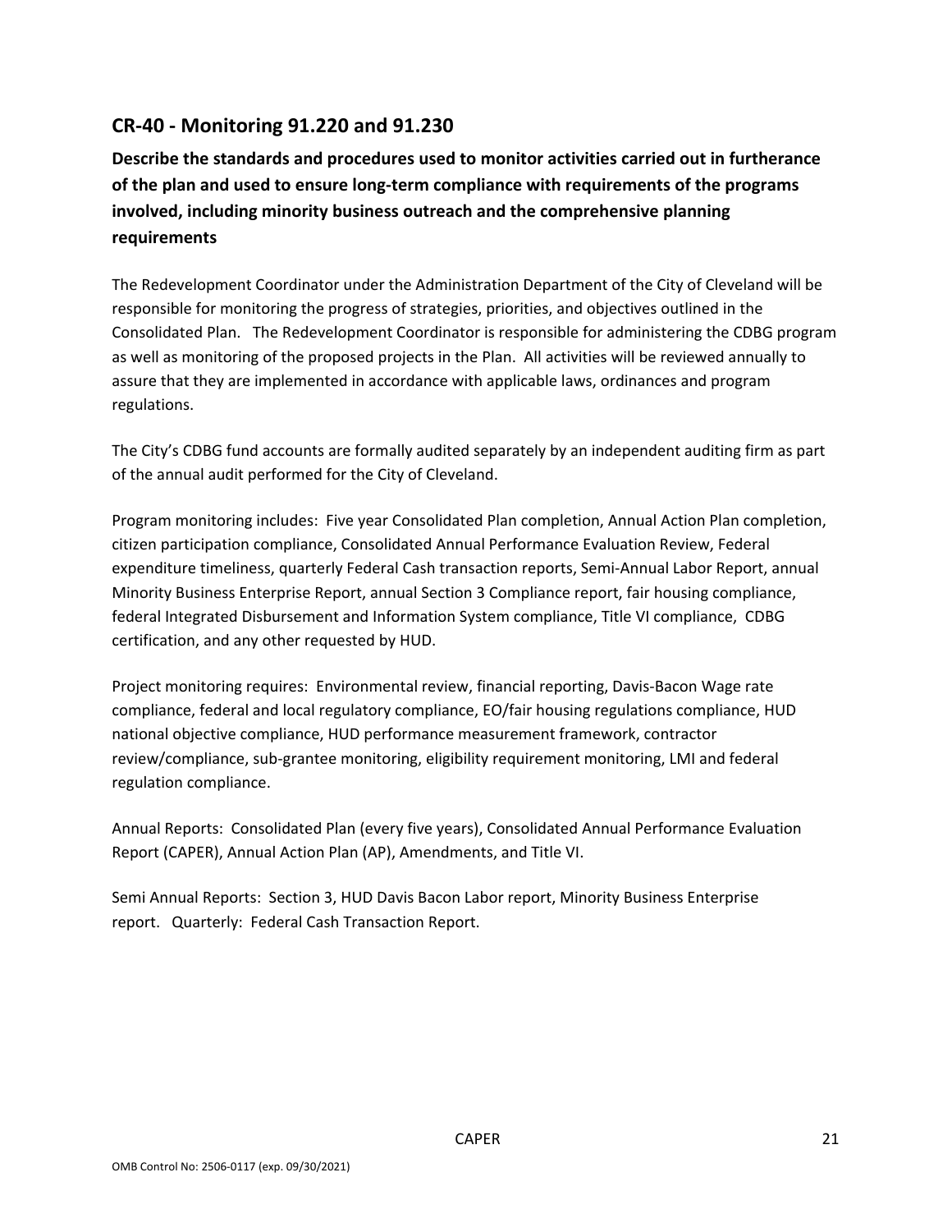## CR-40 - Monitoring 91.220 and 91.230

**Describe the standards and procedures used to monitor activities carried out in furtherance of the plan and used to ensure long-term compliance with requirements of the programs involved, including minority business outreach and the comprehensive planning requirements**

The Redevelopment Coordinator under the Administration Department of the City of Cleveland will be responsible for monitoring the progress of strategies, priorities, and objectives outlined in the Consolidated Plan. The Redevelopment Coordinator is responsible for administering the CDBG program as well as monitoring of the proposed projects in the Plan. All activities will be reviewed annually to assure that they are implemented in accordance with applicable laws, ordinances and program regulations.

The City's CDBG fund accounts are formally audited separately by an independent auditing firm as part of the annual audit performed for the City of Cleveland.

Program monitoring includes: Five year Consolidated Plan completion, Annual Action Plan completion, citizen participation compliance, Consolidated Annual Performance Evaluation Review, Federal expenditure timeliness, quarterly Federal Cash transaction reports, Semi-Annual Labor Report, annual Minority Business Enterprise Report, annual Section 3 Compliance report, fair housing compliance, federal Integrated Disbursement and Information System compliance, Title VI compliance, CDBG certification, and any other requested by HUD.

Project monitoring requires: Environmental review, financial reporting, Davis-Bacon Wage rate compliance, federal and local regulatory compliance, EO/fair housing regulations compliance, HUD national objective compliance, HUD performance measurement framework, contractor review/compliance, sub-grantee monitoring, eligibility requirement monitoring, LMI and federal regulation compliance.

Annual Reports: Consolidated Plan (every five years), Consolidated Annual Performance Evaluation Report (CAPER), Annual Action Plan (AP), Amendments, and Title VI.

Semi Annual Reports: Section 3, HUD Davis Bacon Labor report, Minority Business Enterprise report. Quarterly: Federal Cash Transaction Report.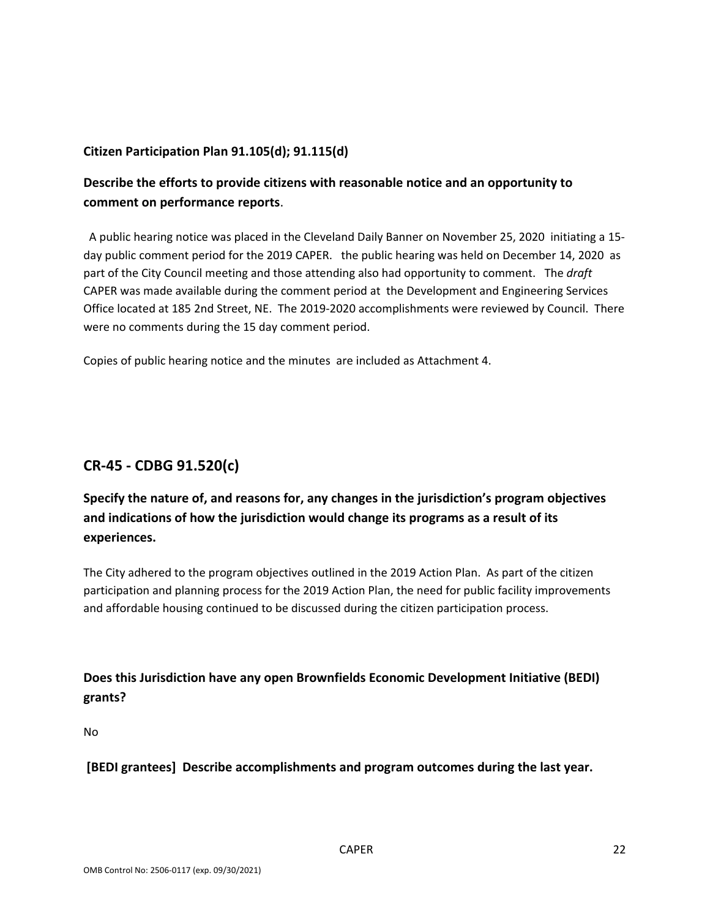**Citizen Participation Plan 91.105(d); 91.115(d)**

**Describe the efforts to provide citizens with reasonable notice and an opportunity to comment on performance reports**.

A public hearing notice was placed in the Cleveland Daily Banner on November 25, 2020 initiating a 15-day public comment period for the 2019 CAPER. the public hearing was held on December 14, 2020 as part of the City Council meeting and those attending also had opportunity to comment. The *draft* CAPER was made available during the comment period at the Development and Engineering Services Office located at 185 2nd Street, NE. The 2019-2020 accomplishments were reviewed by Council. There were no comments during the 15 day comment period.

Copies of public hearing notice and the minutes are included as Attachment 4.

## CR-45 - CDBG 91.520(c)

**Specify the nature of, and reasons for, any changes in the jurisdiction's program objectives and indications of how the jurisdiction would change its programs as a result of its experiences.**

The City adhered to the program objectives outlined in the 2019 Action Plan. As part of the citizen participation and planning process for the 2019 Action Plan, the need for public facility improvements and affordable housing continued to be discussed during the citizen participation process.

**Does this Jurisdiction have any open Brownfields Economic Development Initiative (BEDI) grants?**

No

**[BEDI grantees] Describe accomplishments and program outcomes during the last year.**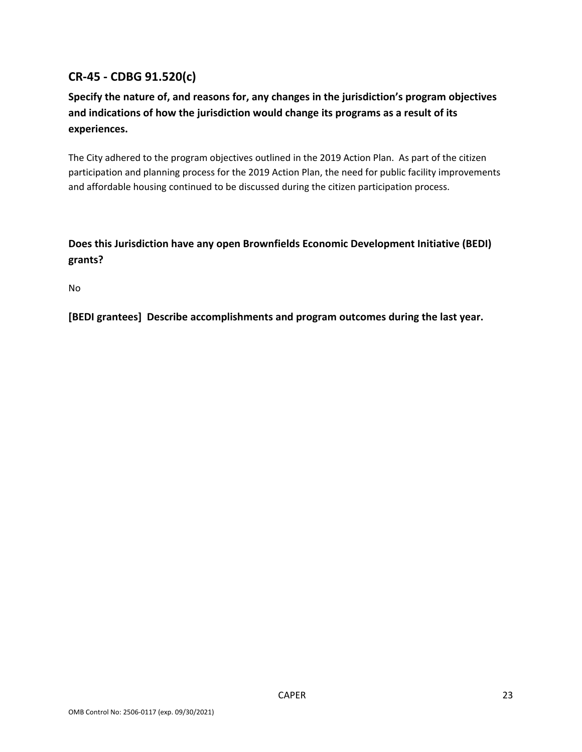## CR-45 - CDBG 91.520(c)

**Specify the nature of, and reasons for, any changes in the jurisdiction's program objectives and indications of how the jurisdiction would change its programs as a result of its experiences.**

The City adhered to the program objectives outlined in the 2019 Action Plan. As part of the citizen participation and planning process for the 2019 Action Plan, the need for public facility improvements and affordable housing continued to be discussed during the citizen participation process.

**Does this Jurisdiction have any open Brownfields Economic Development Initiative (BEDI) grants?**

No

**[BEDI grantees] Describe accomplishments and program outcomes during the last year.**